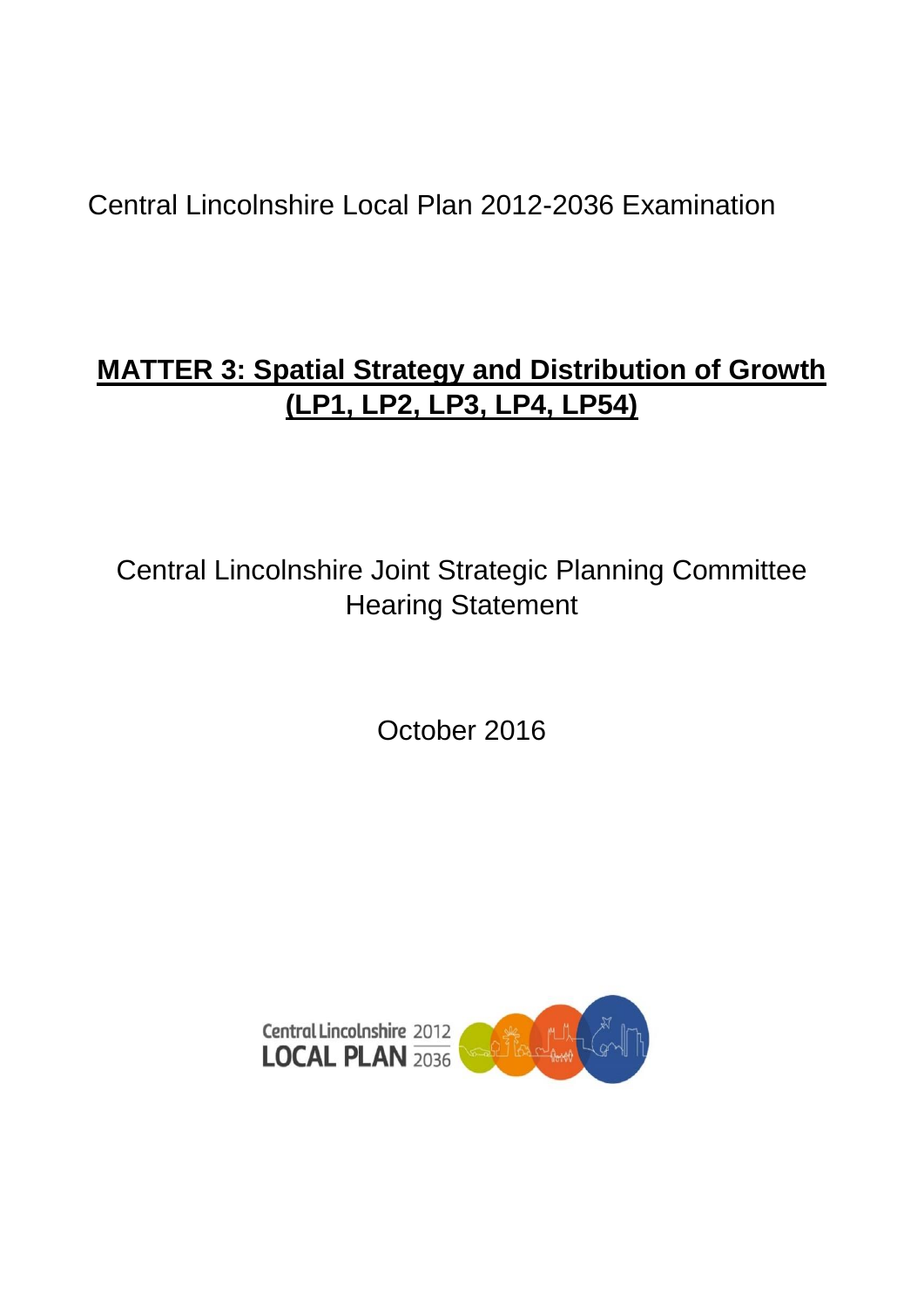Central Lincolnshire Local Plan 2012-2036 Examination

# MATTER 3: Spatial Strategy and Distribution of Growth (LP1, LP2, LP3, LP4, LP54)

Central Lincolnshire Joint Strategic Planning Committee Hearing Statement

October 2016

Central Lincolnshire 2012 LOCAL PLAN 2036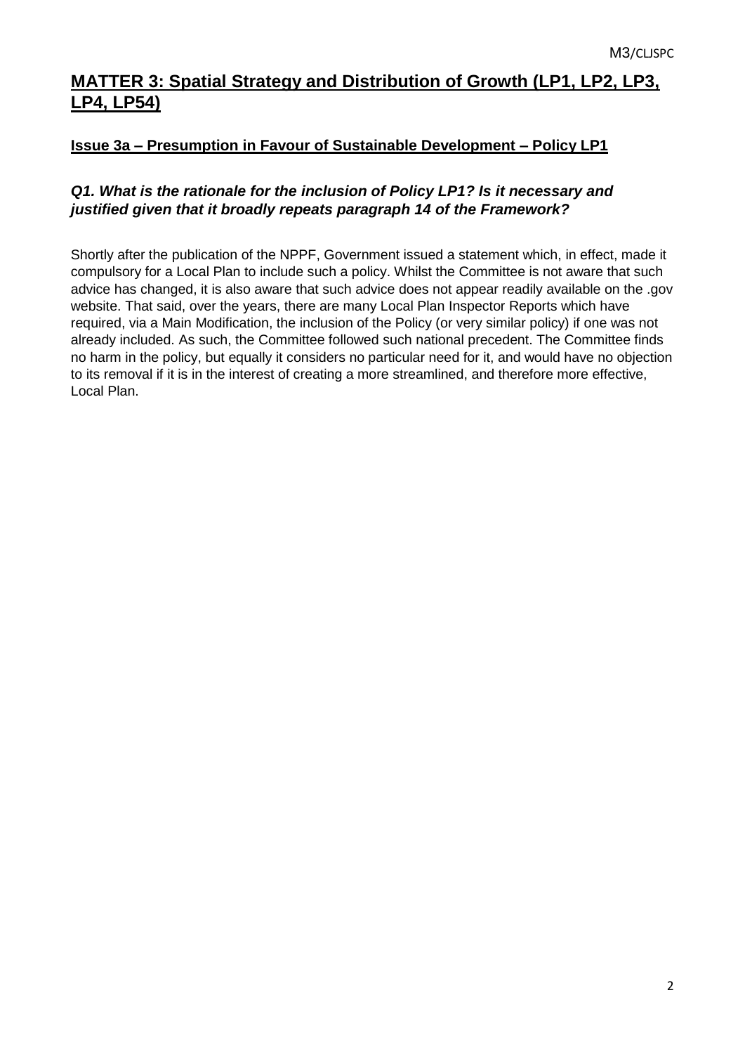## MATTER 3: Spatial Strategy and Distribution of Growth (LP1, LP2, LP3, LP4, LP54)

### Issue 3a – Presumption in Favour of Sustainable Development – Policy LP1

***Q1. What is the rationale for the inclusion of Policy LP1? Is it necessary and justified given that it broadly repeats paragraph 14 of the Framework?***

Shortly after the publication of the NPPF, Government issued a statement which, in effect, made it compulsory for a Local Plan to include such a policy. Whilst the Committee is not aware that such advice has changed, it is also aware that such advice does not appear readily available on the .gov website. That said, over the years, there are many Local Plan Inspector Reports which have required, via a Main Modification, the inclusion of the Policy (or very similar policy) if one was not already included. As such, the Committee followed such national precedent. The Committee finds no harm in the policy, but equally it considers no particular need for it, and would have no objection to its removal if it is in the interest of creating a more streamlined, and therefore more effective, Local Plan.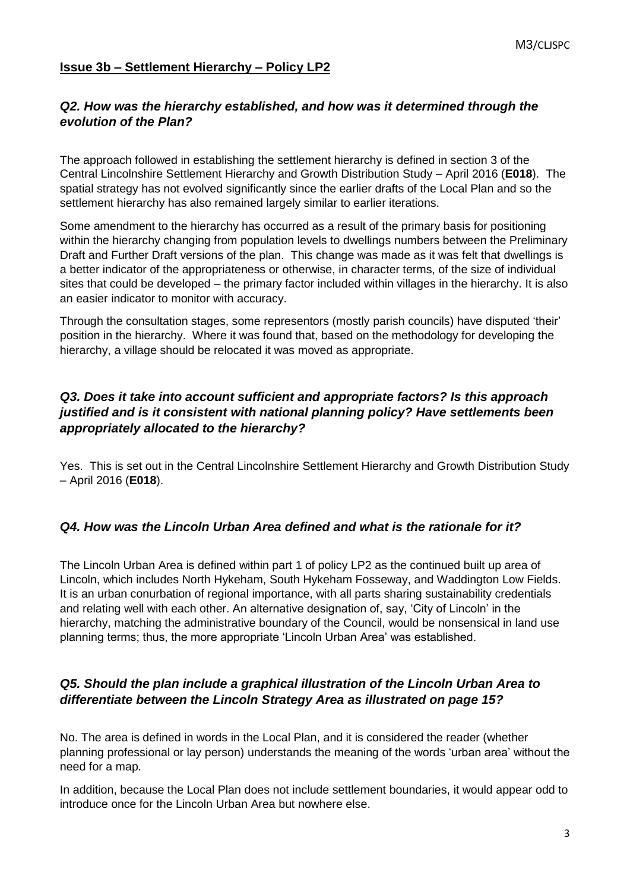## Issue 3b – Settlement Hierarchy – Policy LP2

### *Q2. How was the hierarchy established, and how was it determined through the evolution of the Plan?*

The approach followed in establishing the settlement hierarchy is defined in section 3 of the Central Lincolnshire Settlement Hierarchy and Growth Distribution Study – April 2016 (**E018**). The spatial strategy has not evolved significantly since the earlier drafts of the Local Plan and so the settlement hierarchy has also remained largely similar to earlier iterations.

Some amendment to the hierarchy has occurred as a result of the primary basis for positioning within the hierarchy changing from population levels to dwellings numbers between the Preliminary Draft and Further Draft versions of the plan. This change was made as it was felt that dwellings is a better indicator of the appropriateness or otherwise, in character terms, of the size of individual sites that could be developed – the primary factor included within villages in the hierarchy. It is also an easier indicator to monitor with accuracy.

Through the consultation stages, some representors (mostly parish councils) have disputed 'their' position in the hierarchy. Where it was found that, based on the methodology for developing the hierarchy, a village should be relocated it was moved as appropriate.

### *Q3. Does it take into account sufficient and appropriate factors? Is this approach justified and is it consistent with national planning policy? Have settlements been appropriately allocated to the hierarchy?*

Yes. This is set out in the Central Lincolnshire Settlement Hierarchy and Growth Distribution Study – April 2016 (**E018**).

### *Q4. How was the Lincoln Urban Area defined and what is the rationale for it?*

The Lincoln Urban Area is defined within part 1 of policy LP2 as the continued built up area of Lincoln, which includes North Hykeham, South Hykeham Fosseway, and Waddington Low Fields. It is an urban conurbation of regional importance, with all parts sharing sustainability credentials and relating well with each other. An alternative designation of, say, 'City of Lincoln' in the hierarchy, matching the administrative boundary of the Council, would be nonsensical in land use planning terms; thus, the more appropriate 'Lincoln Urban Area' was established.

### *Q5. Should the plan include a graphical illustration of the Lincoln Urban Area to differentiate between the Lincoln Strategy Area as illustrated on page 15?*

No. The area is defined in words in the Local Plan, and it is considered the reader (whether planning professional or lay person) understands the meaning of the words 'urban area' without the need for a map.

In addition, because the Local Plan does not include settlement boundaries, it would appear odd to introduce once for the Lincoln Urban Area but nowhere else.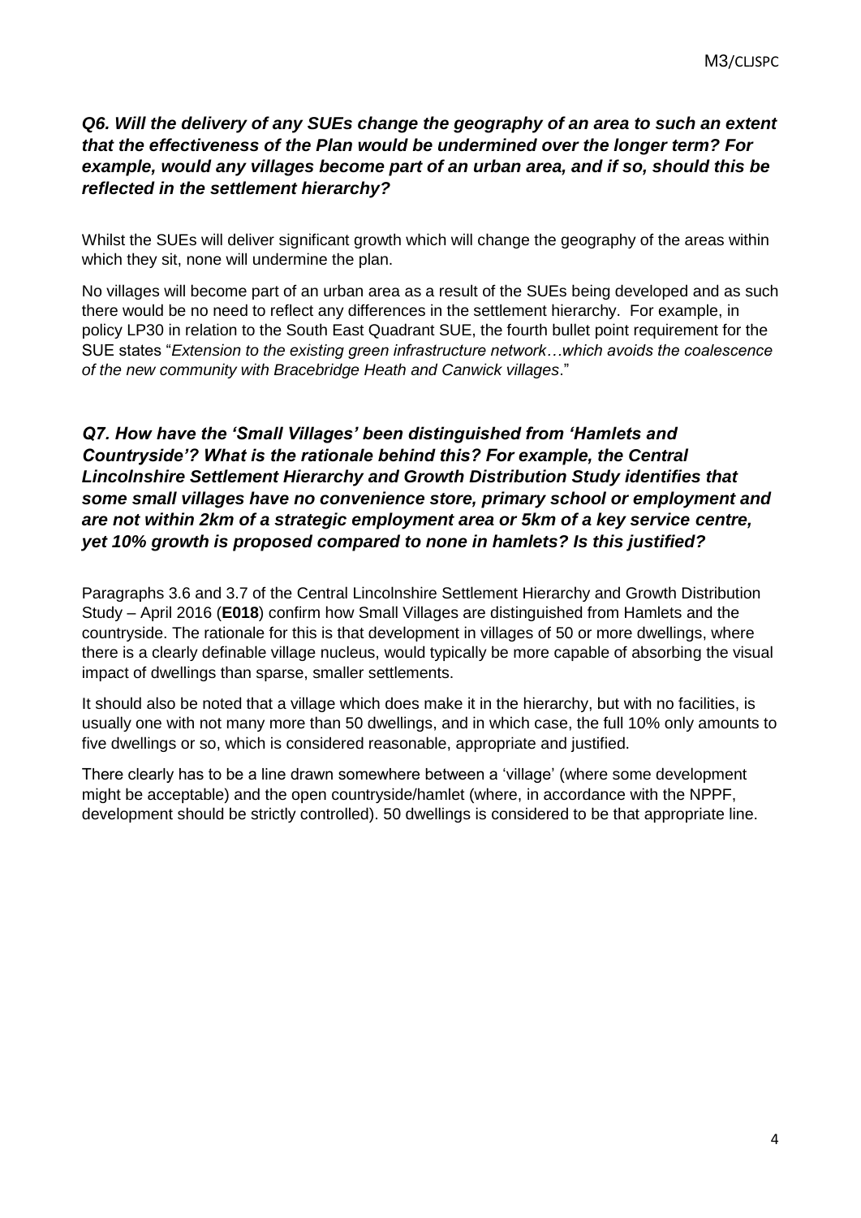***Q6. Will the delivery of any SUEs change the geography of an area to such an extent that the effectiveness of the Plan would be undermined over the longer term? For example, would any villages become part of an urban area, and if so, should this be reflected in the settlement hierarchy?***

Whilst the SUEs will deliver significant growth which will change the geography of the areas within which they sit, none will undermine the plan.

No villages will become part of an urban area as a result of the SUEs being developed and as such there would be no need to reflect any differences in the settlement hierarchy. For example, in policy LP30 in relation to the South East Quadrant SUE, the fourth bullet point requirement for the SUE states "*Extension to the existing green infrastructure network…which avoids the coalescence of the new community with Bracebridge Heath and Canwick villages*."

***Q7. How have the 'Small Villages' been distinguished from 'Hamlets and Countryside'? What is the rationale behind this? For example, the Central Lincolnshire Settlement Hierarchy and Growth Distribution Study identifies that some small villages have no convenience store, primary school or employment and are not within 2km of a strategic employment area or 5km of a key service centre, yet 10% growth is proposed compared to none in hamlets? Is this justified?***

Paragraphs 3.6 and 3.7 of the Central Lincolnshire Settlement Hierarchy and Growth Distribution Study – April 2016 (**E018**) confirm how Small Villages are distinguished from Hamlets and the countryside. The rationale for this is that development in villages of 50 or more dwellings, where there is a clearly definable village nucleus, would typically be more capable of absorbing the visual impact of dwellings than sparse, smaller settlements.

It should also be noted that a village which does make it in the hierarchy, but with no facilities, is usually one with not many more than 50 dwellings, and in which case, the full 10% only amounts to five dwellings or so, which is considered reasonable, appropriate and justified.

There clearly has to be a line drawn somewhere between a 'village' (where some development might be acceptable) and the open countryside/hamlet (where, in accordance with the NPPF, development should be strictly controlled). 50 dwellings is considered to be that appropriate line.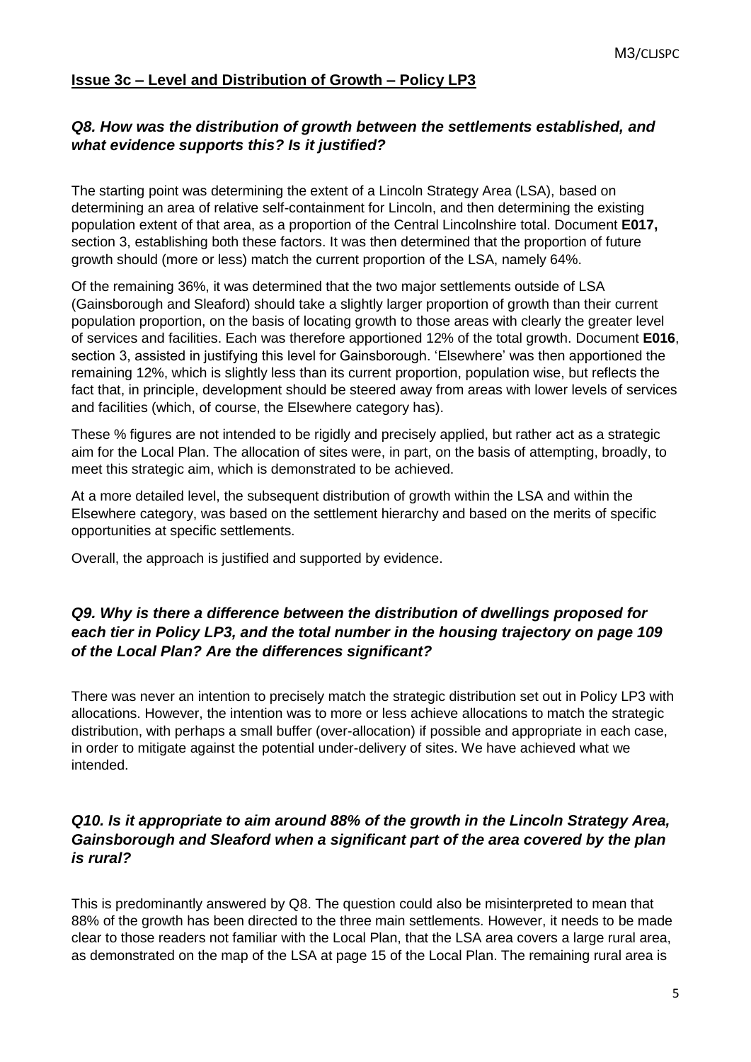## Issue 3c – Level and Distribution of Growth – Policy LP3

### *Q8. How was the distribution of growth between the settlements established, and what evidence supports this? Is it justified?*

The starting point was determining the extent of a Lincoln Strategy Area (LSA), based on determining an area of relative self-containment for Lincoln, and then determining the existing population extent of that area, as a proportion of the Central Lincolnshire total. Document **E017,** section 3, establishing both these factors. It was then determined that the proportion of future growth should (more or less) match the current proportion of the LSA, namely 64%.

Of the remaining 36%, it was determined that the two major settlements outside of LSA (Gainsborough and Sleaford) should take a slightly larger proportion of growth than their current population proportion, on the basis of locating growth to those areas with clearly the greater level of services and facilities. Each was therefore apportioned 12% of the total growth. Document **E016**, section 3, assisted in justifying this level for Gainsborough. 'Elsewhere' was then apportioned the remaining 12%, which is slightly less than its current proportion, population wise, but reflects the fact that, in principle, development should be steered away from areas with lower levels of services and facilities (which, of course, the Elsewhere category has).

These % figures are not intended to be rigidly and precisely applied, but rather act as a strategic aim for the Local Plan. The allocation of sites were, in part, on the basis of attempting, broadly, to meet this strategic aim, which is demonstrated to be achieved.

At a more detailed level, the subsequent distribution of growth within the LSA and within the Elsewhere category, was based on the settlement hierarchy and based on the merits of specific opportunities at specific settlements.

Overall, the approach is justified and supported by evidence.

### *Q9. Why is there a difference between the distribution of dwellings proposed for each tier in Policy LP3, and the total number in the housing trajectory on page 109 of the Local Plan? Are the differences significant?*

There was never an intention to precisely match the strategic distribution set out in Policy LP3 with allocations. However, the intention was to more or less achieve allocations to match the strategic distribution, with perhaps a small buffer (over-allocation) if possible and appropriate in each case, in order to mitigate against the potential under-delivery of sites. We have achieved what we intended.

### *Q10. Is it appropriate to aim around 88% of the growth in the Lincoln Strategy Area, Gainsborough and Sleaford when a significant part of the area covered by the plan is rural?*

This is predominantly answered by Q8. The question could also be misinterpreted to mean that 88% of the growth has been directed to the three main settlements. However, it needs to be made clear to those readers not familiar with the Local Plan, that the LSA area covers a large rural area, as demonstrated on the map of the LSA at page 15 of the Local Plan. The remaining rural area is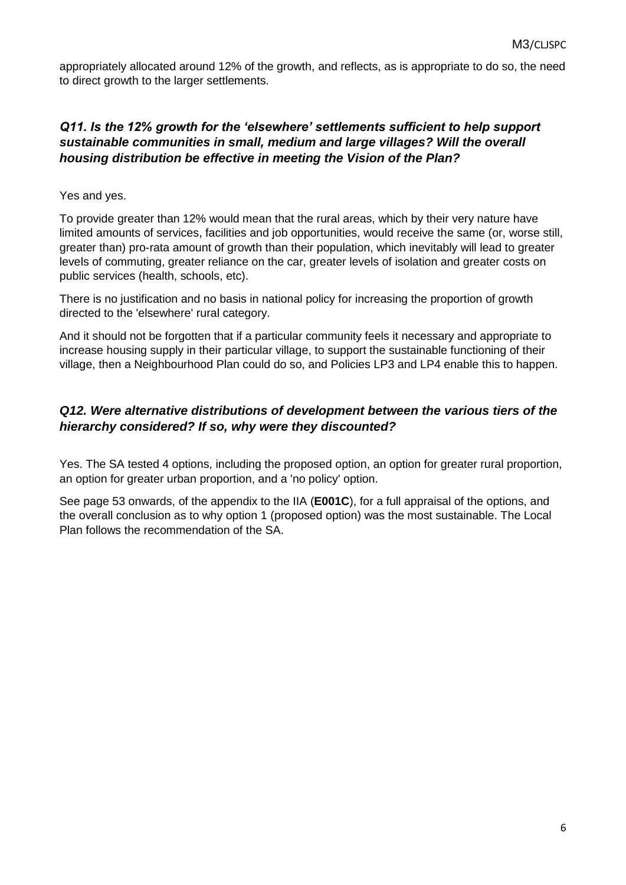appropriately allocated around 12% of the growth, and reflects, as is appropriate to do so, the need to direct growth to the larger settlements.

### *Q11. Is the 12% growth for the 'elsewhere' settlements sufficient to help support sustainable communities in small, medium and large villages? Will the overall housing distribution be effective in meeting the Vision of the Plan?*

Yes and yes.

To provide greater than 12% would mean that the rural areas, which by their very nature have limited amounts of services, facilities and job opportunities, would receive the same (or, worse still, greater than) pro-rata amount of growth than their population, which inevitably will lead to greater levels of commuting, greater reliance on the car, greater levels of isolation and greater costs on public services (health, schools, etc).

There is no justification and no basis in national policy for increasing the proportion of growth directed to the 'elsewhere' rural category.

And it should not be forgotten that if a particular community feels it necessary and appropriate to increase housing supply in their particular village, to support the sustainable functioning of their village, then a Neighbourhood Plan could do so, and Policies LP3 and LP4 enable this to happen.

### *Q12. Were alternative distributions of development between the various tiers of the hierarchy considered? If so, why were they discounted?*

Yes. The SA tested 4 options, including the proposed option, an option for greater rural proportion, an option for greater urban proportion, and a 'no policy' option.

See page 53 onwards, of the appendix to the IIA (**E001C**), for a full appraisal of the options, and the overall conclusion as to why option 1 (proposed option) was the most sustainable. The Local Plan follows the recommendation of the SA.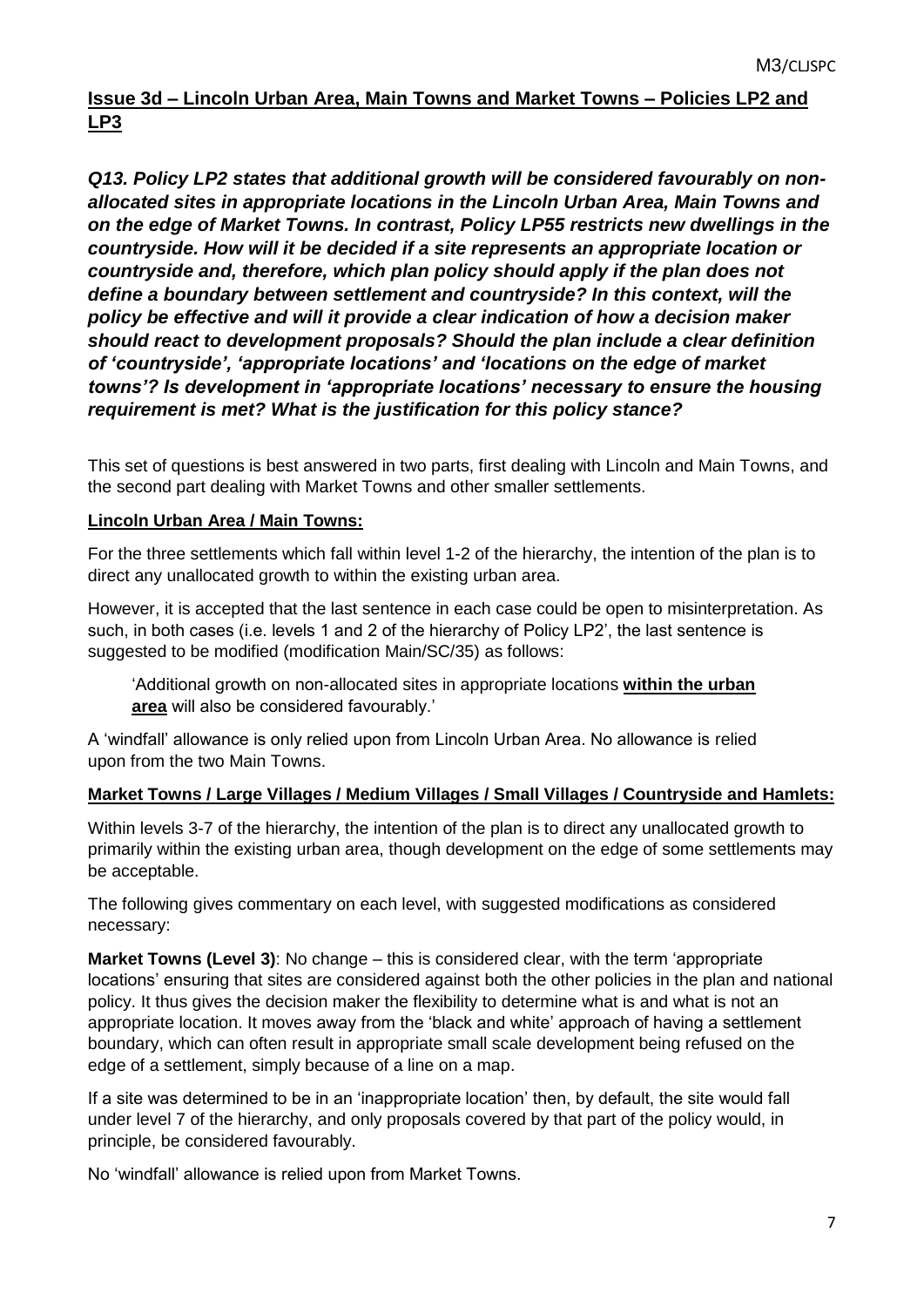## Issue 3d – Lincoln Urban Area, Main Towns and Market Towns – Policies LP2 and LP3

***Q13. Policy LP2 states that additional growth will be considered favourably on non-allocated sites in appropriate locations in the Lincoln Urban Area, Main Towns and on the edge of Market Towns. In contrast, Policy LP55 restricts new dwellings in the countryside. How will it be decided if a site represents an appropriate location or countryside and, therefore, which plan policy should apply if the plan does not define a boundary between settlement and countryside? In this context, will the policy be effective and will it provide a clear indication of how a decision maker should react to development proposals? Should the plan include a clear definition of 'countryside', 'appropriate locations' and 'locations on the edge of market towns'? Is development in 'appropriate locations' necessary to ensure the housing requirement is met? What is the justification for this policy stance?***

This set of questions is best answered in two parts, first dealing with Lincoln and Main Towns, and the second part dealing with Market Towns and other smaller settlements.

**Lincoln Urban Area / Main Towns:**

For the three settlements which fall within level 1-2 of the hierarchy, the intention of the plan is to direct any unallocated growth to within the existing urban area.

However, it is accepted that the last sentence in each case could be open to misinterpretation. As such, in both cases (i.e. levels 1 and 2 of the hierarchy of Policy LP2', the last sentence is suggested to be modified (modification Main/SC/35) as follows:

> 'Additional growth on non-allocated sites in appropriate locations **within the urban area** will also be considered favourably.'

A 'windfall' allowance is only relied upon from Lincoln Urban Area. No allowance is relied upon from the two Main Towns.

**Market Towns / Large Villages / Medium Villages / Small Villages / Countryside and Hamlets:**

Within levels 3-7 of the hierarchy, the intention of the plan is to direct any unallocated growth to primarily within the existing urban area, though development on the edge of some settlements may be acceptable.

The following gives commentary on each level, with suggested modifications as considered necessary:

**Market Towns (Level 3)**: No change – this is considered clear, with the term 'appropriate locations' ensuring that sites are considered against both the other policies in the plan and national policy. It thus gives the decision maker the flexibility to determine what is and what is not an appropriate location. It moves away from the 'black and white' approach of having a settlement boundary, which can often result in appropriate small scale development being refused on the edge of a settlement, simply because of a line on a map.

If a site was determined to be in an 'inappropriate location' then, by default, the site would fall under level 7 of the hierarchy, and only proposals covered by that part of the policy would, in principle, be considered favourably.

No 'windfall' allowance is relied upon from Market Towns.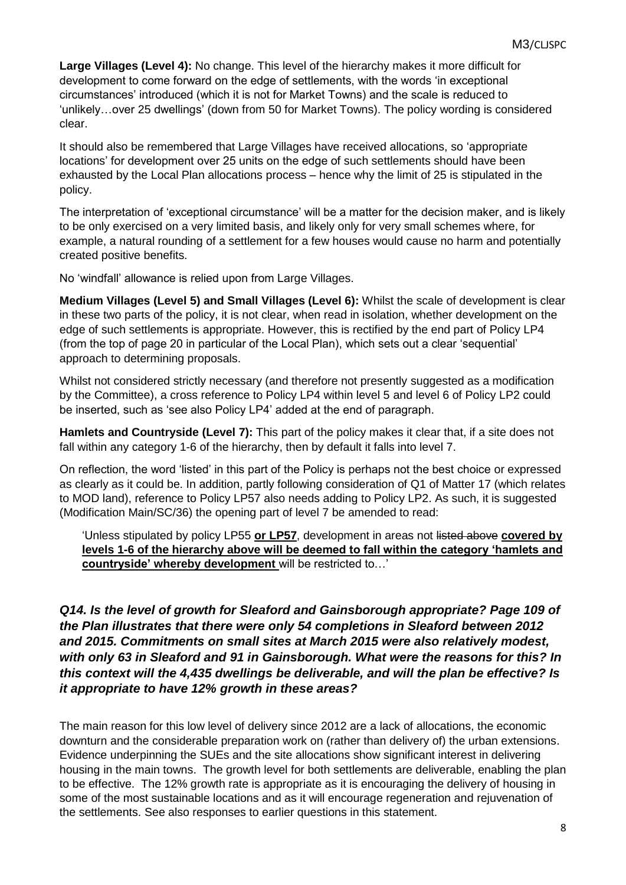**Large Villages (Level 4):** No change. This level of the hierarchy makes it more difficult for development to come forward on the edge of settlements, with the words 'in exceptional circumstances' introduced (which it is not for Market Towns) and the scale is reduced to 'unlikely…over 25 dwellings' (down from 50 for Market Towns). The policy wording is considered clear.

It should also be remembered that Large Villages have received allocations, so 'appropriate locations' for development over 25 units on the edge of such settlements should have been exhausted by the Local Plan allocations process – hence why the limit of 25 is stipulated in the policy.

The interpretation of 'exceptional circumstance' will be a matter for the decision maker, and is likely to be only exercised on a very limited basis, and likely only for very small schemes where, for example, a natural rounding of a settlement for a few houses would cause no harm and potentially created positive benefits.

No 'windfall' allowance is relied upon from Large Villages.

**Medium Villages (Level 5) and Small Villages (Level 6):** Whilst the scale of development is clear in these two parts of the policy, it is not clear, when read in isolation, whether development on the edge of such settlements is appropriate. However, this is rectified by the end part of Policy LP4 (from the top of page 20 in particular of the Local Plan), which sets out a clear 'sequential' approach to determining proposals.

Whilst not considered strictly necessary (and therefore not presently suggested as a modification by the Committee), a cross reference to Policy LP4 within level 5 and level 6 of Policy LP2 could be inserted, such as 'see also Policy LP4' added at the end of paragraph.

**Hamlets and Countryside (Level 7):** This part of the policy makes it clear that, if a site does not fall within any category 1-6 of the hierarchy, then by default it falls into level 7.

On reflection, the word 'listed' in this part of the Policy is perhaps not the best choice or expressed as clearly as it could be. In addition, partly following consideration of Q1 of Matter 17 (which relates to MOD land), reference to Policy LP57 also needs adding to Policy LP2. As such, it is suggested (Modification Main/SC/36) the opening part of level 7 be amended to read:

> 'Unless stipulated by policy LP55 **or LP57**, development in areas not ~~listed above~~ **covered by levels 1-6 of the hierarchy above will be deemed to fall within the category 'hamlets and countryside' whereby development** will be restricted to…'

***Q14. Is the level of growth for Sleaford and Gainsborough appropriate? Page 109 of the Plan illustrates that there were only 54 completions in Sleaford between 2012 and 2015. Commitments on small sites at March 2015 were also relatively modest, with only 63 in Sleaford and 91 in Gainsborough. What were the reasons for this? In this context will the 4,435 dwellings be deliverable, and will the plan be effective? Is it appropriate to have 12% growth in these areas?***

The main reason for this low level of delivery since 2012 are a lack of allocations, the economic downturn and the considerable preparation work on (rather than delivery of) the urban extensions. Evidence underpinning the SUEs and the site allocations show significant interest in delivering housing in the main towns. The growth level for both settlements are deliverable, enabling the plan to be effective. The 12% growth rate is appropriate as it is encouraging the delivery of housing in some of the most sustainable locations and as it will encourage regeneration and rejuvenation of the settlements. See also responses to earlier questions in this statement.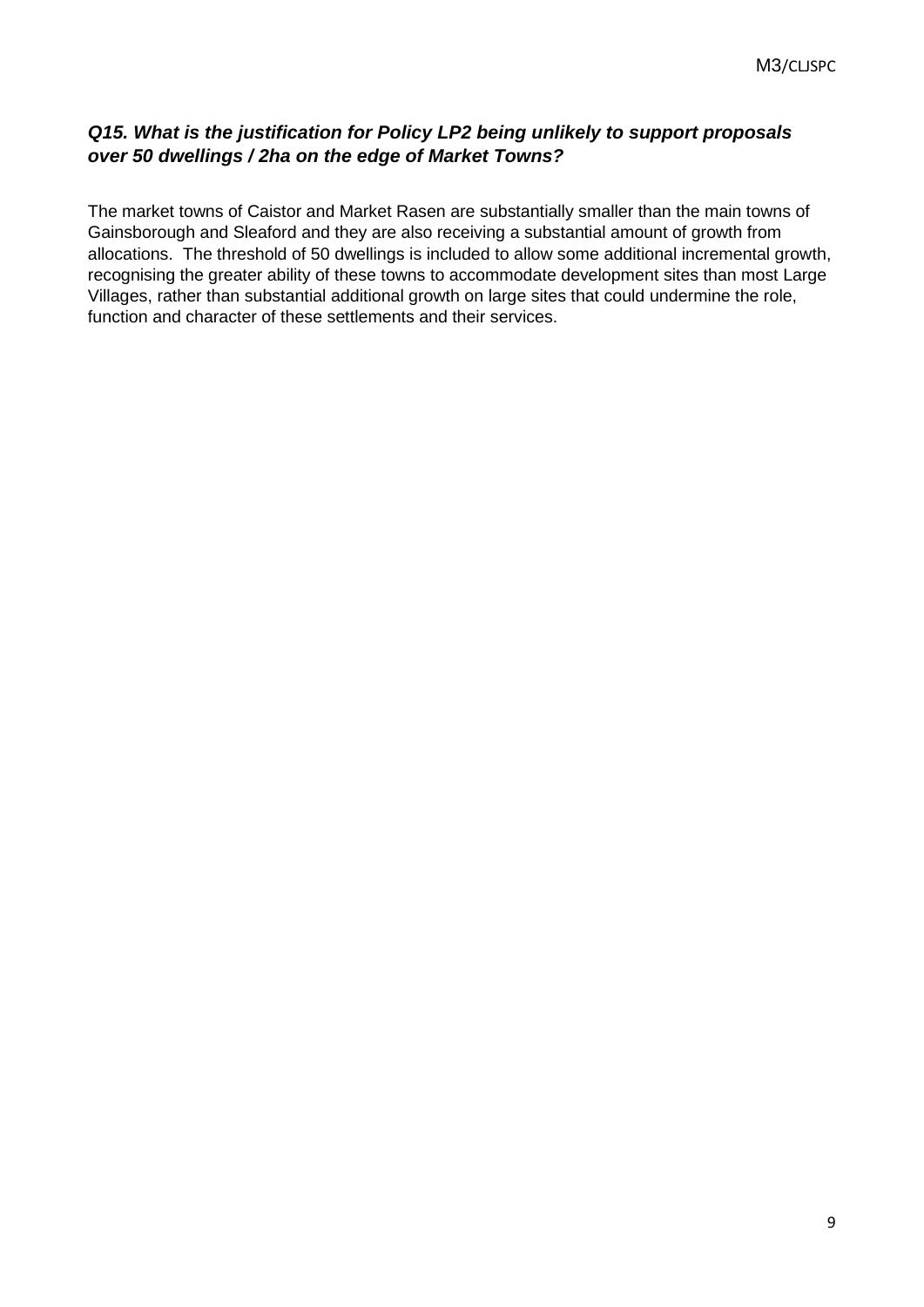***Q15. What is the justification for Policy LP2 being unlikely to support proposals over 50 dwellings / 2ha on the edge of Market Towns?***

The market towns of Caistor and Market Rasen are substantially smaller than the main towns of Gainsborough and Sleaford and they are also receiving a substantial amount of growth from allocations. The threshold of 50 dwellings is included to allow some additional incremental growth, recognising the greater ability of these towns to accommodate development sites than most Large Villages, rather than substantial additional growth on large sites that could undermine the role, function and character of these settlements and their services.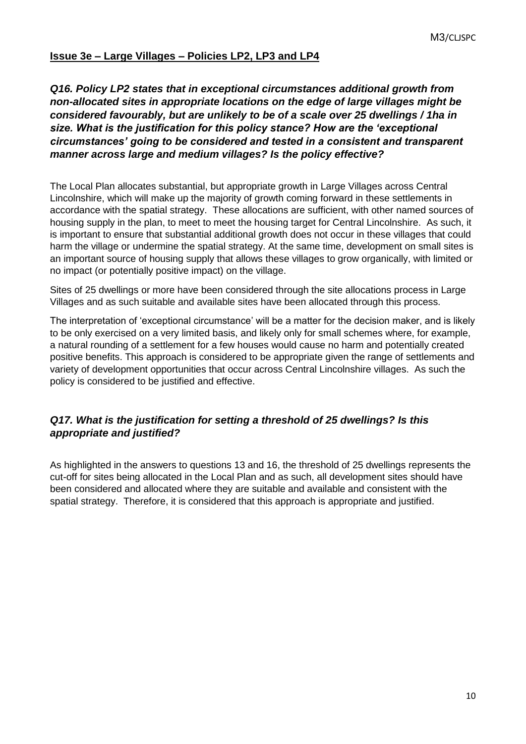**Issue 3e – Large Villages – Policies LP2, LP3 and LP4**

***Q16. Policy LP2 states that in exceptional circumstances additional growth from non-allocated sites in appropriate locations on the edge of large villages might be considered favourably, but are unlikely to be of a scale over 25 dwellings / 1ha in size. What is the justification for this policy stance? How are the 'exceptional circumstances' going to be considered and tested in a consistent and transparent manner across large and medium villages? Is the policy effective?***

The Local Plan allocates substantial, but appropriate growth in Large Villages across Central Lincolnshire, which will make up the majority of growth coming forward in these settlements in accordance with the spatial strategy. These allocations are sufficient, with other named sources of housing supply in the plan, to meet to meet the housing target for Central Lincolnshire. As such, it is important to ensure that substantial additional growth does not occur in these villages that could harm the village or undermine the spatial strategy. At the same time, development on small sites is an important source of housing supply that allows these villages to grow organically, with limited or no impact (or potentially positive impact) on the village.

Sites of 25 dwellings or more have been considered through the site allocations process in Large Villages and as such suitable and available sites have been allocated through this process.

The interpretation of 'exceptional circumstance' will be a matter for the decision maker, and is likely to be only exercised on a very limited basis, and likely only for small schemes where, for example, a natural rounding of a settlement for a few houses would cause no harm and potentially created positive benefits. This approach is considered to be appropriate given the range of settlements and variety of development opportunities that occur across Central Lincolnshire villages. As such the policy is considered to be justified and effective.

***Q17. What is the justification for setting a threshold of 25 dwellings? Is this appropriate and justified?***

As highlighted in the answers to questions 13 and 16, the threshold of 25 dwellings represents the cut-off for sites being allocated in the Local Plan and as such, all development sites should have been considered and allocated where they are suitable and available and consistent with the spatial strategy. Therefore, it is considered that this approach is appropriate and justified.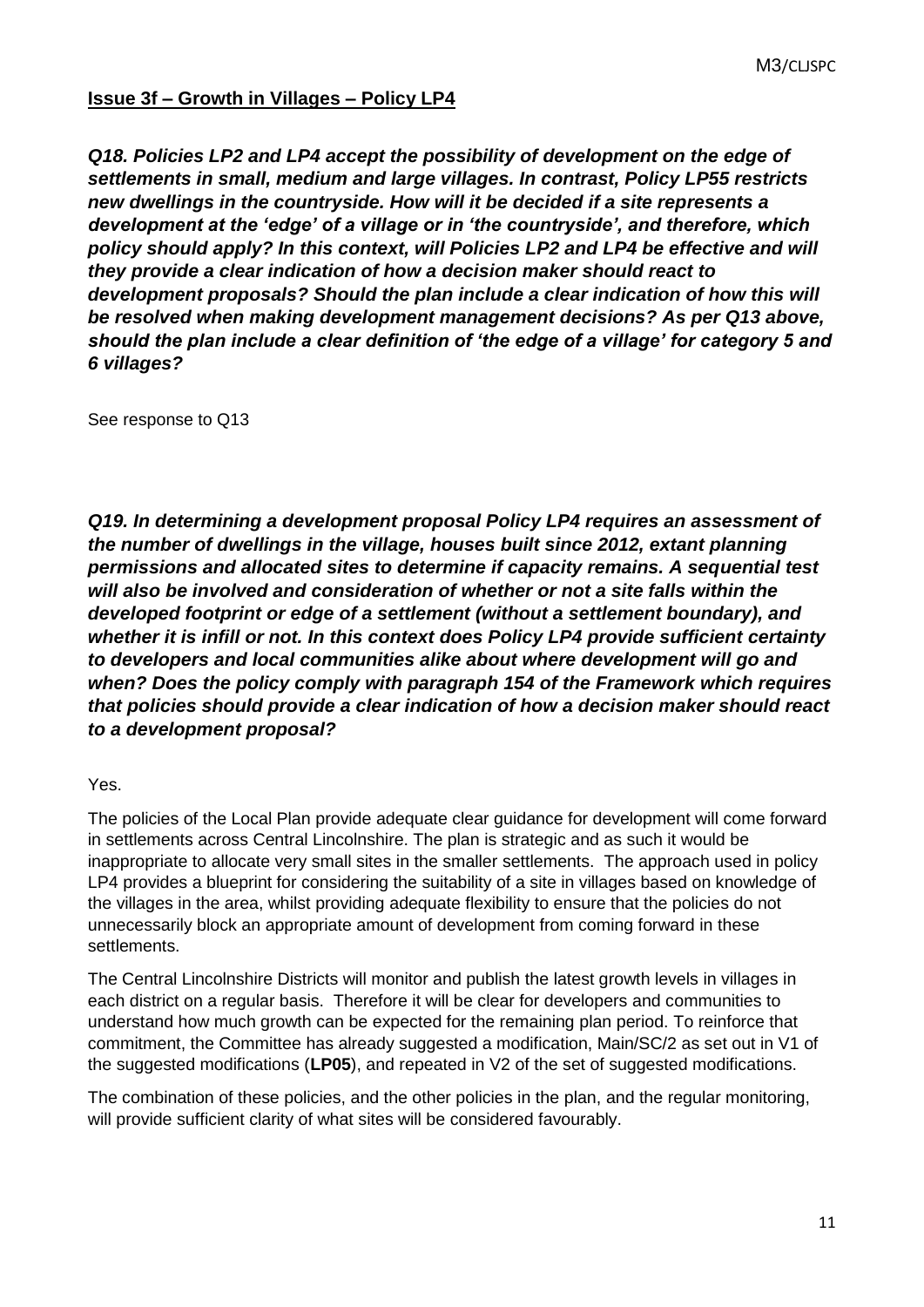**Issue 3f – Growth in Villages – Policy LP4**

***Q18. Policies LP2 and LP4 accept the possibility of development on the edge of settlements in small, medium and large villages. In contrast, Policy LP55 restricts new dwellings in the countryside. How will it be decided if a site represents a development at the 'edge' of a village or in 'the countryside', and therefore, which policy should apply? In this context, will Policies LP2 and LP4 be effective and will they provide a clear indication of how a decision maker should react to development proposals? Should the plan include a clear indication of how this will be resolved when making development management decisions? As per Q13 above, should the plan include a clear definition of 'the edge of a village' for category 5 and 6 villages?***

See response to Q13

***Q19. In determining a development proposal Policy LP4 requires an assessment of the number of dwellings in the village, houses built since 2012, extant planning permissions and allocated sites to determine if capacity remains. A sequential test will also be involved and consideration of whether or not a site falls within the developed footprint or edge of a settlement (without a settlement boundary), and whether it is infill or not. In this context does Policy LP4 provide sufficient certainty to developers and local communities alike about where development will go and when? Does the policy comply with paragraph 154 of the Framework which requires that policies should provide a clear indication of how a decision maker should react to a development proposal?***

Yes.

The policies of the Local Plan provide adequate clear guidance for development will come forward in settlements across Central Lincolnshire. The plan is strategic and as such it would be inappropriate to allocate very small sites in the smaller settlements. The approach used in policy LP4 provides a blueprint for considering the suitability of a site in villages based on knowledge of the villages in the area, whilst providing adequate flexibility to ensure that the policies do not unnecessarily block an appropriate amount of development from coming forward in these settlements.

The Central Lincolnshire Districts will monitor and publish the latest growth levels in villages in each district on a regular basis. Therefore it will be clear for developers and communities to understand how much growth can be expected for the remaining plan period. To reinforce that commitment, the Committee has already suggested a modification, Main/SC/2 as set out in V1 of the suggested modifications (**LP05**), and repeated in V2 of the set of suggested modifications.

The combination of these policies, and the other policies in the plan, and the regular monitoring, will provide sufficient clarity of what sites will be considered favourably.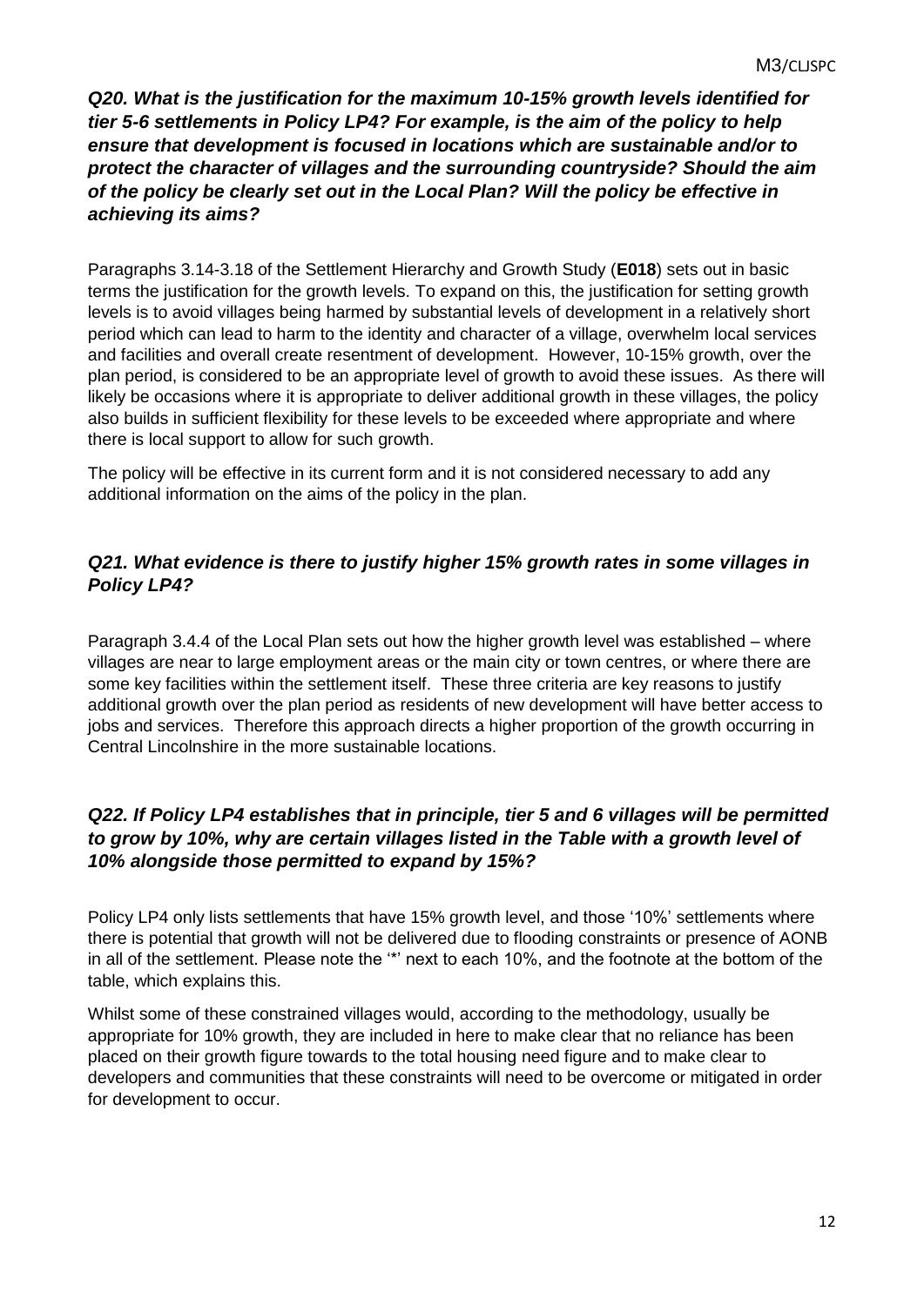***Q20. What is the justification for the maximum 10-15% growth levels identified for tier 5-6 settlements in Policy LP4? For example, is the aim of the policy to help ensure that development is focused in locations which are sustainable and/or to protect the character of villages and the surrounding countryside? Should the aim of the policy be clearly set out in the Local Plan? Will the policy be effective in achieving its aims?***

Paragraphs 3.14-3.18 of the Settlement Hierarchy and Growth Study (**E018**) sets out in basic terms the justification for the growth levels. To expand on this, the justification for setting growth levels is to avoid villages being harmed by substantial levels of development in a relatively short period which can lead to harm to the identity and character of a village, overwhelm local services and facilities and overall create resentment of development. However, 10-15% growth, over the plan period, is considered to be an appropriate level of growth to avoid these issues. As there will likely be occasions where it is appropriate to deliver additional growth in these villages, the policy also builds in sufficient flexibility for these levels to be exceeded where appropriate and where there is local support to allow for such growth.

The policy will be effective in its current form and it is not considered necessary to add any additional information on the aims of the policy in the plan.

***Q21. What evidence is there to justify higher 15% growth rates in some villages in Policy LP4?***

Paragraph 3.4.4 of the Local Plan sets out how the higher growth level was established – where villages are near to large employment areas or the main city or town centres, or where there are some key facilities within the settlement itself. These three criteria are key reasons to justify additional growth over the plan period as residents of new development will have better access to jobs and services. Therefore this approach directs a higher proportion of the growth occurring in Central Lincolnshire in the more sustainable locations.

***Q22. If Policy LP4 establishes that in principle, tier 5 and 6 villages will be permitted to grow by 10%, why are certain villages listed in the Table with a growth level of 10% alongside those permitted to expand by 15%?***

Policy LP4 only lists settlements that have 15% growth level, and those '10%' settlements where there is potential that growth will not be delivered due to flooding constraints or presence of AONB in all of the settlement. Please note the '*' next to each 10%, and the footnote at the bottom of the table, which explains this.

Whilst some of these constrained villages would, according to the methodology, usually be appropriate for 10% growth, they are included in here to make clear that no reliance has been placed on their growth figure towards to the total housing need figure and to make clear to developers and communities that these constraints will need to be overcome or mitigated in order for development to occur.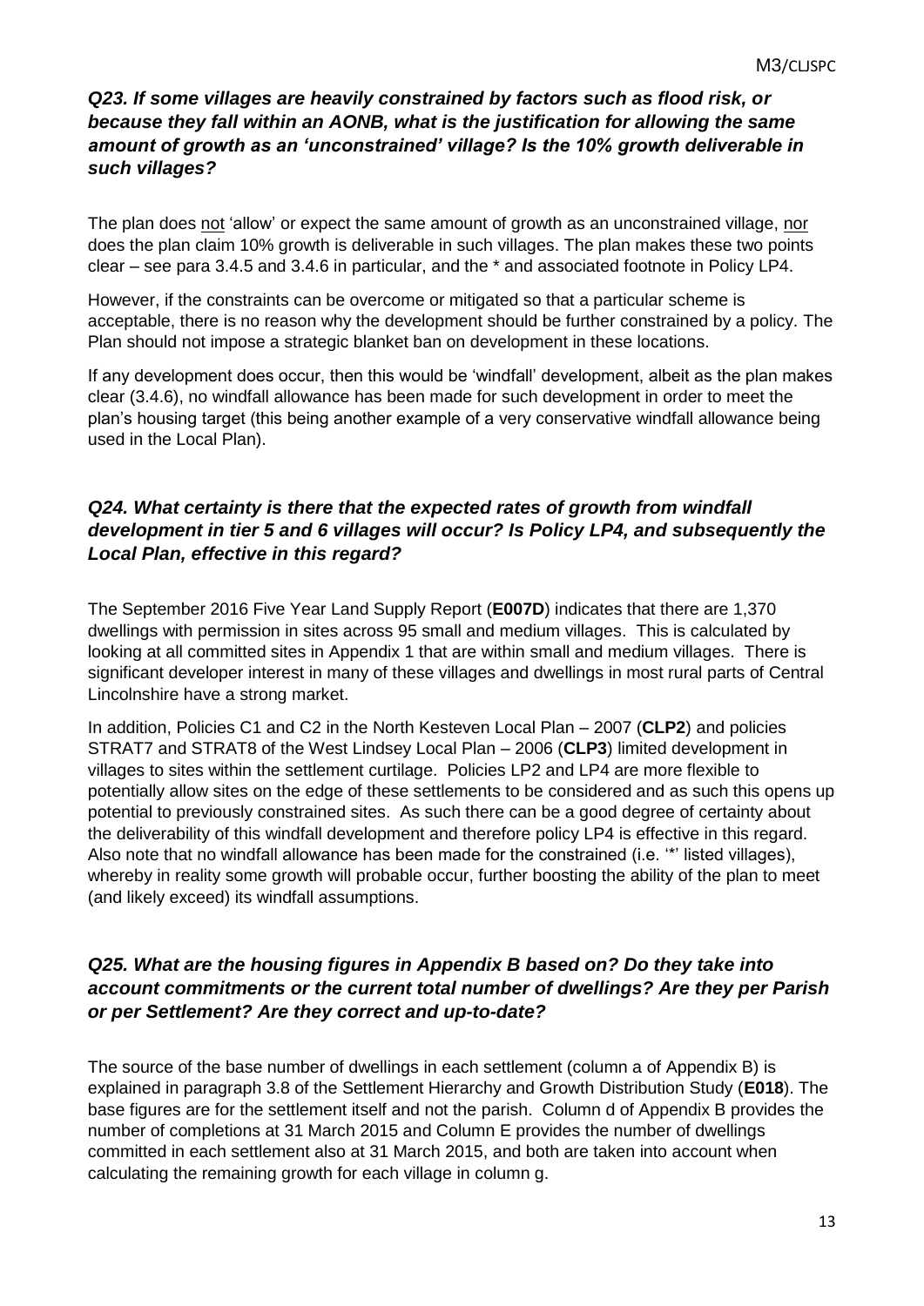***Q23. If some villages are heavily constrained by factors such as flood risk, or because they fall within an AONB, what is the justification for allowing the same amount of growth as an 'unconstrained' village? Is the 10% growth deliverable in such villages?***

The plan does not 'allow' or expect the same amount of growth as an unconstrained village, nor does the plan claim 10% growth is deliverable in such villages. The plan makes these two points clear – see para 3.4.5 and 3.4.6 in particular, and the * and associated footnote in Policy LP4.

However, if the constraints can be overcome or mitigated so that a particular scheme is acceptable, there is no reason why the development should be further constrained by a policy. The Plan should not impose a strategic blanket ban on development in these locations.

If any development does occur, then this would be 'windfall' development, albeit as the plan makes clear (3.4.6), no windfall allowance has been made for such development in order to meet the plan's housing target (this being another example of a very conservative windfall allowance being used in the Local Plan).

***Q24. What certainty is there that the expected rates of growth from windfall development in tier 5 and 6 villages will occur? Is Policy LP4, and subsequently the Local Plan, effective in this regard?***

The September 2016 Five Year Land Supply Report (**E007D**) indicates that there are 1,370 dwellings with permission in sites across 95 small and medium villages. This is calculated by looking at all committed sites in Appendix 1 that are within small and medium villages. There is significant developer interest in many of these villages and dwellings in most rural parts of Central Lincolnshire have a strong market.

In addition, Policies C1 and C2 in the North Kesteven Local Plan – 2007 (**CLP2**) and policies STRAT7 and STRAT8 of the West Lindsey Local Plan – 2006 (**CLP3**) limited development in villages to sites within the settlement curtilage. Policies LP2 and LP4 are more flexible to potentially allow sites on the edge of these settlements to be considered and as such this opens up potential to previously constrained sites. As such there can be a good degree of certainty about the deliverability of this windfall development and therefore policy LP4 is effective in this regard. Also note that no windfall allowance has been made for the constrained (i.e. '*' listed villages), whereby in reality some growth will probable occur, further boosting the ability of the plan to meet (and likely exceed) its windfall assumptions.

***Q25. What are the housing figures in Appendix B based on? Do they take into account commitments or the current total number of dwellings? Are they per Parish or per Settlement? Are they correct and up-to-date?***

The source of the base number of dwellings in each settlement (column a of Appendix B) is explained in paragraph 3.8 of the Settlement Hierarchy and Growth Distribution Study (**E018**). The base figures are for the settlement itself and not the parish. Column d of Appendix B provides the number of completions at 31 March 2015 and Column E provides the number of dwellings committed in each settlement also at 31 March 2015, and both are taken into account when calculating the remaining growth for each village in column g.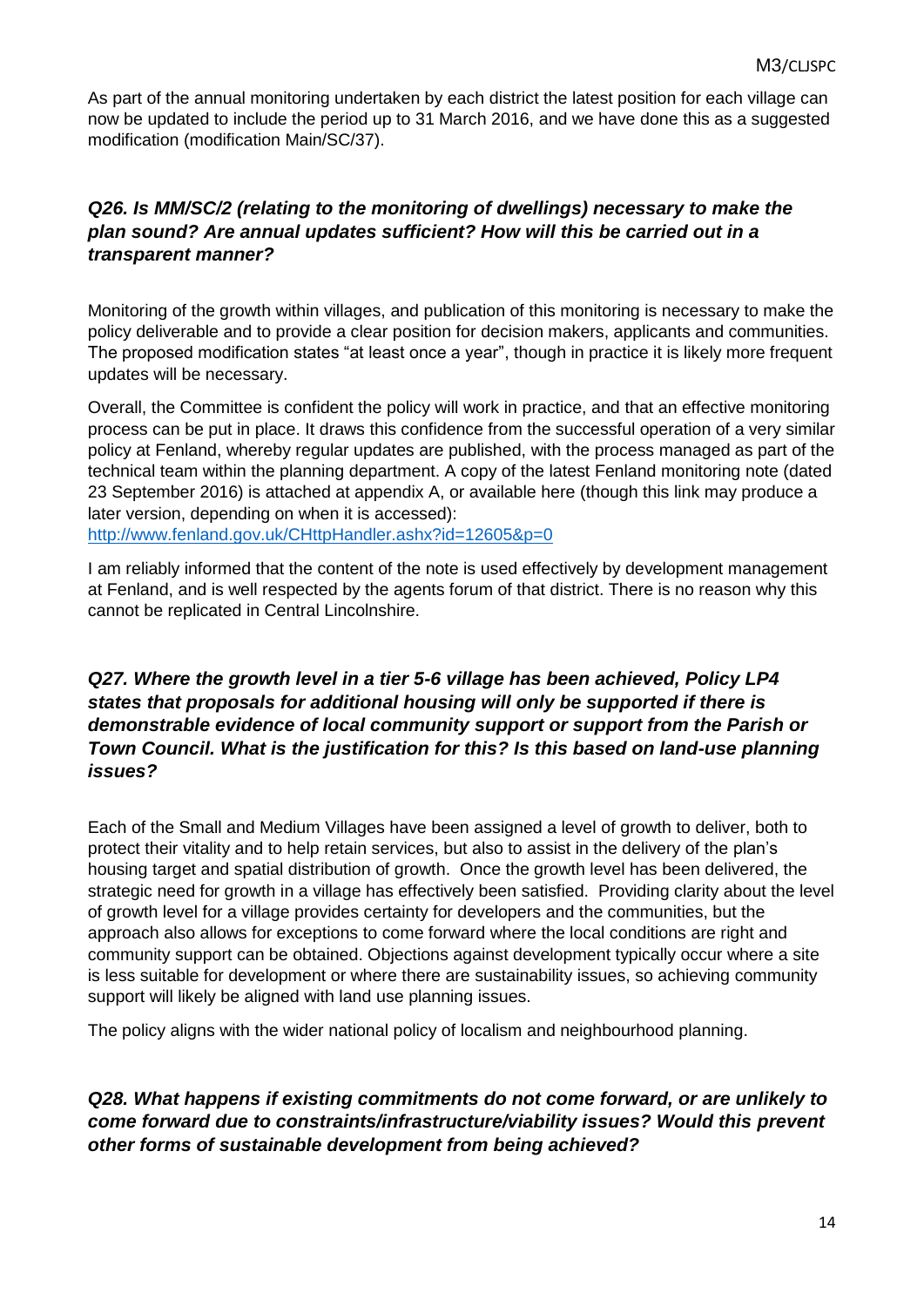As part of the annual monitoring undertaken by each district the latest position for each village can now be updated to include the period up to 31 March 2016, and we have done this as a suggested modification (modification Main/SC/37).

### *Q26. Is MM/SC/2 (relating to the monitoring of dwellings) necessary to make the plan sound? Are annual updates sufficient? How will this be carried out in a transparent manner?*

Monitoring of the growth within villages, and publication of this monitoring is necessary to make the policy deliverable and to provide a clear position for decision makers, applicants and communities. The proposed modification states "at least once a year", though in practice it is likely more frequent updates will be necessary.

Overall, the Committee is confident the policy will work in practice, and that an effective monitoring process can be put in place. It draws this confidence from the successful operation of a very similar policy at Fenland, whereby regular updates are published, with the process managed as part of the technical team within the planning department. A copy of the latest Fenland monitoring note (dated 23 September 2016) is attached at appendix A, or available here (though this link may produce a later version, depending on when it is accessed):
http://www.fenland.gov.uk/CHttpHandler.ashx?id=12605&p=0

I am reliably informed that the content of the note is used effectively by development management at Fenland, and is well respected by the agents forum of that district. There is no reason why this cannot be replicated in Central Lincolnshire.

### *Q27. Where the growth level in a tier 5-6 village has been achieved, Policy LP4 states that proposals for additional housing will only be supported if there is demonstrable evidence of local community support or support from the Parish or Town Council. What is the justification for this? Is this based on land-use planning issues?*

Each of the Small and Medium Villages have been assigned a level of growth to deliver, both to protect their vitality and to help retain services, but also to assist in the delivery of the plan's housing target and spatial distribution of growth. Once the growth level has been delivered, the strategic need for growth in a village has effectively been satisfied. Providing clarity about the level of growth level for a village provides certainty for developers and the communities, but the approach also allows for exceptions to come forward where the local conditions are right and community support can be obtained. Objections against development typically occur where a site is less suitable for development or where there are sustainability issues, so achieving community support will likely be aligned with land use planning issues.

The policy aligns with the wider national policy of localism and neighbourhood planning.

### *Q28. What happens if existing commitments do not come forward, or are unlikely to come forward due to constraints/infrastructure/viability issues? Would this prevent other forms of sustainable development from being achieved?*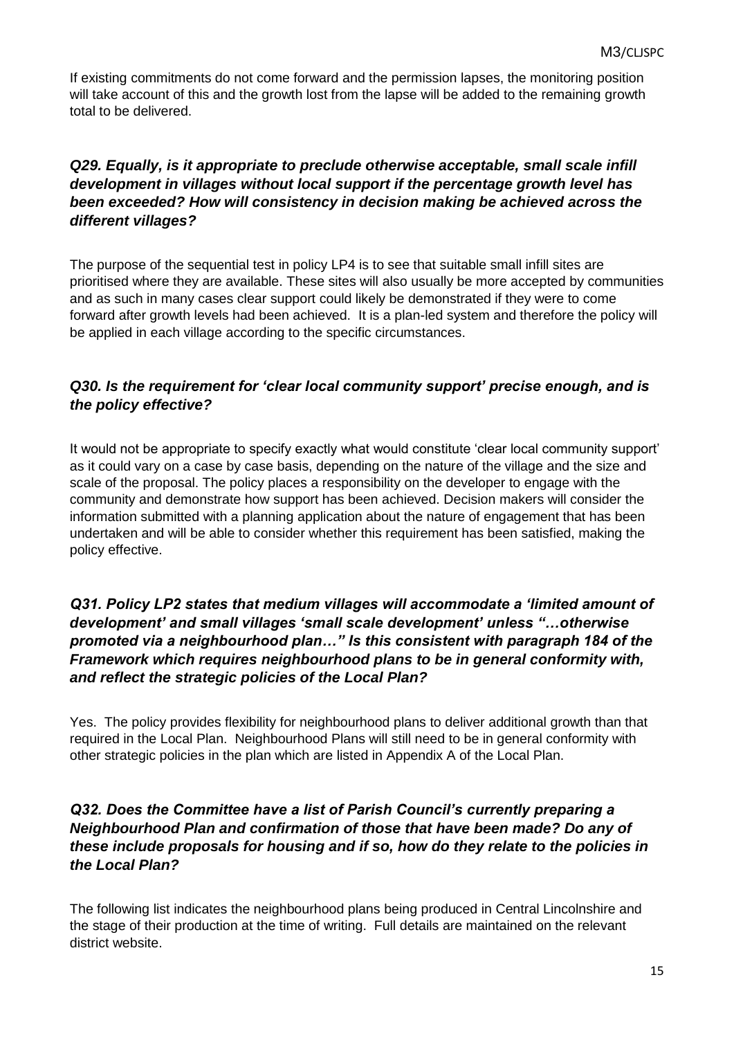If existing commitments do not come forward and the permission lapses, the monitoring position will take account of this and the growth lost from the lapse will be added to the remaining growth total to be delivered.

### *Q29. Equally, is it appropriate to preclude otherwise acceptable, small scale infill development in villages without local support if the percentage growth level has been exceeded? How will consistency in decision making be achieved across the different villages?*

The purpose of the sequential test in policy LP4 is to see that suitable small infill sites are prioritised where they are available. These sites will also usually be more accepted by communities and as such in many cases clear support could likely be demonstrated if they were to come forward after growth levels had been achieved. It is a plan-led system and therefore the policy will be applied in each village according to the specific circumstances.

### *Q30. Is the requirement for 'clear local community support' precise enough, and is the policy effective?*

It would not be appropriate to specify exactly what would constitute 'clear local community support' as it could vary on a case by case basis, depending on the nature of the village and the size and scale of the proposal. The policy places a responsibility on the developer to engage with the community and demonstrate how support has been achieved. Decision makers will consider the information submitted with a planning application about the nature of engagement that has been undertaken and will be able to consider whether this requirement has been satisfied, making the policy effective.

### *Q31. Policy LP2 states that medium villages will accommodate a 'limited amount of development' and small villages 'small scale development' unless "…otherwise promoted via a neighbourhood plan…" Is this consistent with paragraph 184 of the Framework which requires neighbourhood plans to be in general conformity with, and reflect the strategic policies of the Local Plan?*

Yes. The policy provides flexibility for neighbourhood plans to deliver additional growth than that required in the Local Plan. Neighbourhood Plans will still need to be in general conformity with other strategic policies in the plan which are listed in Appendix A of the Local Plan.

### *Q32. Does the Committee have a list of Parish Council's currently preparing a Neighbourhood Plan and confirmation of those that have been made? Do any of these include proposals for housing and if so, how do they relate to the policies in the Local Plan?*

The following list indicates the neighbourhood plans being produced in Central Lincolnshire and the stage of their production at the time of writing. Full details are maintained on the relevant district website.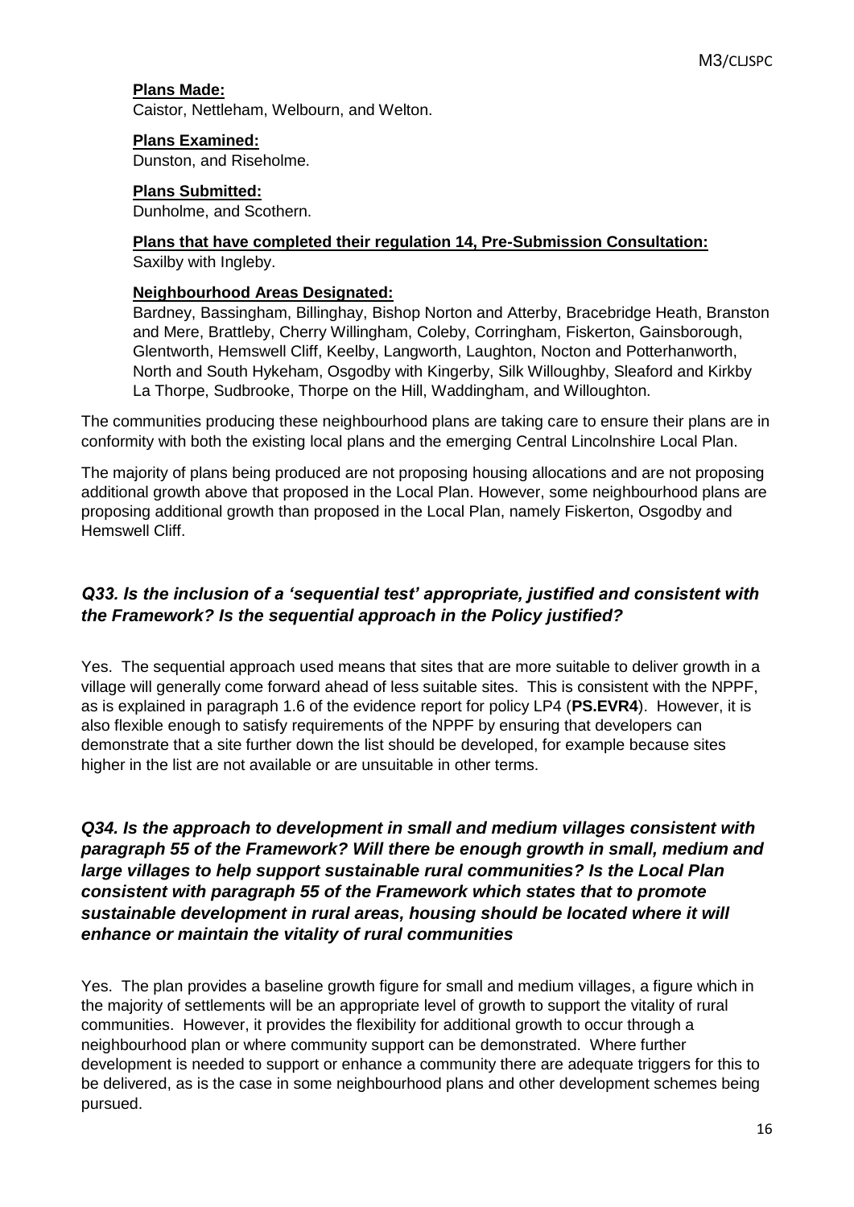**Plans Made:**
Caistor, Nettleham, Welbourn, and Welton.

**Plans Examined:**
Dunston, and Riseholme.

**Plans Submitted:**
Dunholme, and Scothern.

**Plans that have completed their regulation 14, Pre-Submission Consultation:**
Saxilby with Ingleby.

**Neighbourhood Areas Designated:**
Bardney, Bassingham, Billinghay, Bishop Norton and Atterby, Bracebridge Heath, Branston and Mere, Brattleby, Cherry Willingham, Coleby, Corringham, Fiskerton, Gainsborough, Glentworth, Hemswell Cliff, Keelby, Langworth, Laughton, Nocton and Potterhanworth, North and South Hykeham, Osgodby with Kingerby, Silk Willoughby, Sleaford and Kirkby La Thorpe, Sudbrooke, Thorpe on the Hill, Waddingham, and Willoughton.

The communities producing these neighbourhood plans are taking care to ensure their plans are in conformity with both the existing local plans and the emerging Central Lincolnshire Local Plan.

The majority of plans being produced are not proposing housing allocations and are not proposing additional growth above that proposed in the Local Plan. However, some neighbourhood plans are proposing additional growth than proposed in the Local Plan, namely Fiskerton, Osgodby and Hemswell Cliff.

### *Q33. Is the inclusion of a 'sequential test' appropriate, justified and consistent with the Framework? Is the sequential approach in the Policy justified?*

Yes. The sequential approach used means that sites that are more suitable to deliver growth in a village will generally come forward ahead of less suitable sites. This is consistent with the NPPF, as is explained in paragraph 1.6 of the evidence report for policy LP4 (**PS.EVR4**). However, it is also flexible enough to satisfy requirements of the NPPF by ensuring that developers can demonstrate that a site further down the list should be developed, for example because sites higher in the list are not available or are unsuitable in other terms.

### *Q34. Is the approach to development in small and medium villages consistent with paragraph 55 of the Framework? Will there be enough growth in small, medium and large villages to help support sustainable rural communities? Is the Local Plan consistent with paragraph 55 of the Framework which states that to promote sustainable development in rural areas, housing should be located where it will enhance or maintain the vitality of rural communities*

Yes. The plan provides a baseline growth figure for small and medium villages, a figure which in the majority of settlements will be an appropriate level of growth to support the vitality of rural communities. However, it provides the flexibility for additional growth to occur through a neighbourhood plan or where community support can be demonstrated. Where further development is needed to support or enhance a community there are adequate triggers for this to be delivered, as is the case in some neighbourhood plans and other development schemes being pursued.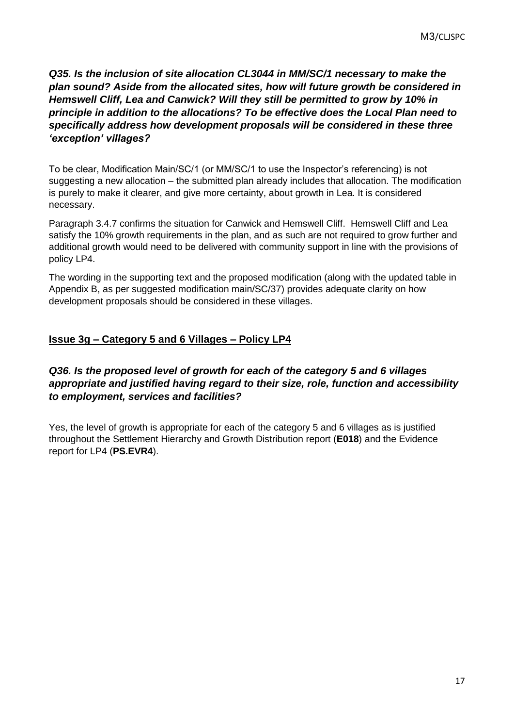***Q35. Is the inclusion of site allocation CL3044 in MM/SC/1 necessary to make the plan sound? Aside from the allocated sites, how will future growth be considered in Hemswell Cliff, Lea and Canwick? Will they still be permitted to grow by 10% in principle in addition to the allocations? To be effective does the Local Plan need to specifically address how development proposals will be considered in these three 'exception' villages?***

To be clear, Modification Main/SC/1 (or MM/SC/1 to use the Inspector's referencing) is not suggesting a new allocation – the submitted plan already includes that allocation. The modification is purely to make it clearer, and give more certainty, about growth in Lea. It is considered necessary.

Paragraph 3.4.7 confirms the situation for Canwick and Hemswell Cliff. Hemswell Cliff and Lea satisfy the 10% growth requirements in the plan, and as such are not required to grow further and additional growth would need to be delivered with community support in line with the provisions of policy LP4.

The wording in the supporting text and the proposed modification (along with the updated table in Appendix B, as per suggested modification main/SC/37) provides adequate clarity on how development proposals should be considered in these villages.

## **Issue 3g – Category 5 and 6 Villages – Policy LP4**

***Q36. Is the proposed level of growth for each of the category 5 and 6 villages appropriate and justified having regard to their size, role, function and accessibility to employment, services and facilities?***

Yes, the level of growth is appropriate for each of the category 5 and 6 villages as is justified throughout the Settlement Hierarchy and Growth Distribution report (**E018**) and the Evidence report for LP4 (**PS.EVR4**).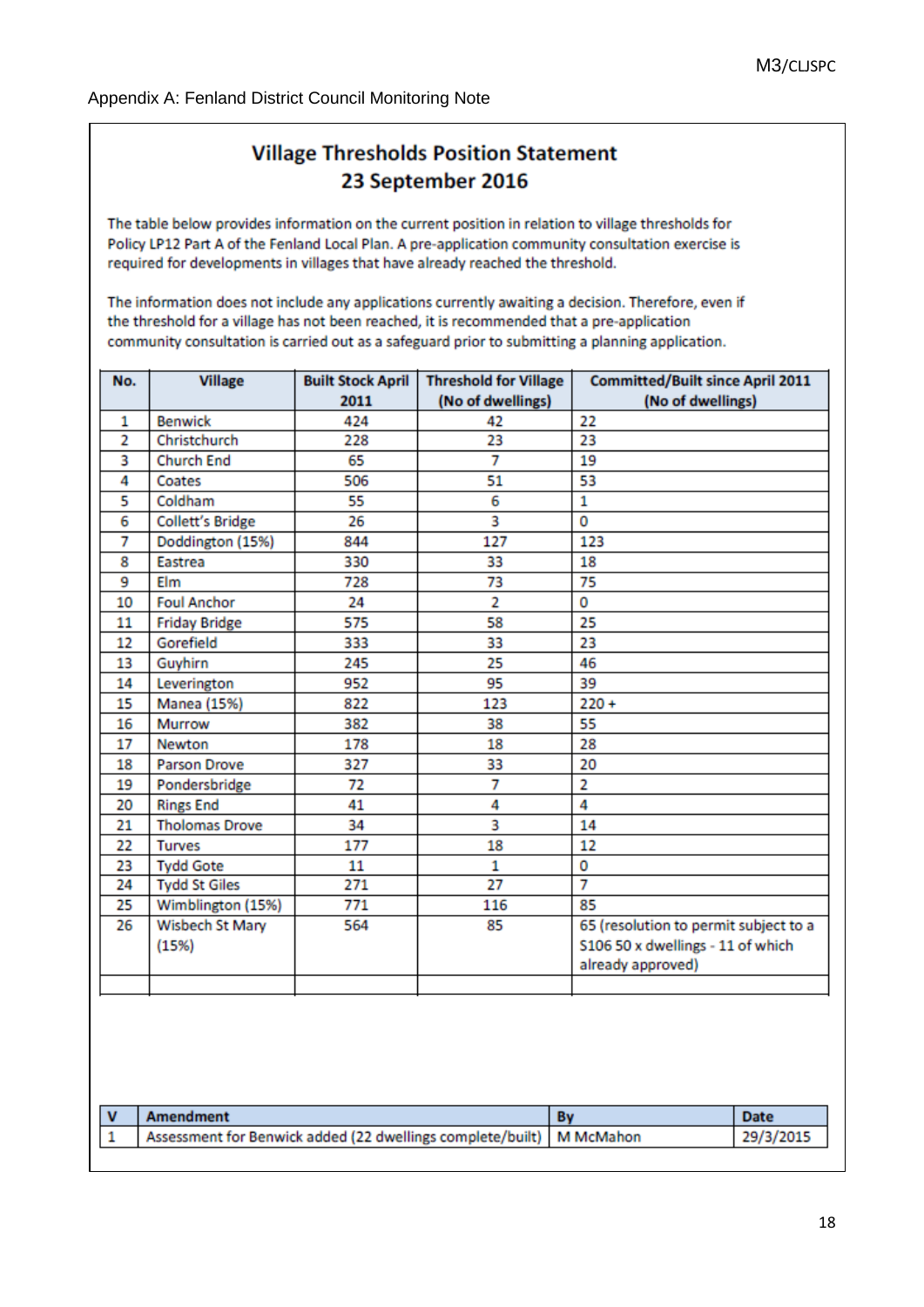Appendix A: Fenland District Council Monitoring Note

## Village Thresholds Position Statement
## 23 September 2016

The table below provides information on the current position in relation to village thresholds for Policy LP12 Part A of the Fenland Local Plan. A pre-application community consultation exercise is required for developments in villages that have already reached the threshold.

The information does not include any applications currently awaiting a decision. Therefore, even if the threshold for a village has not been reached, it is recommended that a pre-application community consultation is carried out as a safeguard prior to submitting a planning application.

| No. | Village | Built Stock April 2011 | Threshold for Village (No of dwellings) | Committed/Built since April 2011 (No of dwellings) |
|---|---|---|---|---|
| 1 | Benwick | 424 | 42 | 22 |
| 2 | Christchurch | 228 | 23 | 23 |
| 3 | Church End | 65 | 7 | 19 |
| 4 | Coates | 506 | 51 | 53 |
| 5 | Coldham | 55 | 6 | 1 |
| 6 | Collett's Bridge | 26 | 3 | 0 |
| 7 | Doddington (15%) | 844 | 127 | 123 |
| 8 | Eastrea | 330 | 33 | 18 |
| 9 | Elm | 728 | 73 | 75 |
| 10 | Foul Anchor | 24 | 2 | 0 |
| 11 | Friday Bridge | 575 | 58 | 25 |
| 12 | Gorefield | 333 | 33 | 23 |
| 13 | Guyhirn | 245 | 25 | 46 |
| 14 | Leverington | 952 | 95 | 39 |
| 15 | Manea (15%) | 822 | 123 | 220 + |
| 16 | Murrow | 382 | 38 | 55 |
| 17 | Newton | 178 | 18 | 28 |
| 18 | Parson Drove | 327 | 33 | 20 |
| 19 | Pondersbridge | 72 | 7 | 2 |
| 20 | Rings End | 41 | 4 | 4 |
| 21 | Tholomas Drove | 34 | 3 | 14 |
| 22 | Turves | 177 | 18 | 12 |
| 23 | Tydd Gote | 11 | 1 | 0 |
| 24 | Tydd St Giles | 271 | 27 | 7 |
| 25 | Wimblington (15%) | 771 | 116 | 85 |
| 26 | Wisbech St Mary (15%) | 564 | 85 | 65 (resolution to permit subject to a S106 50 x dwellings - 11 of which already approved) |
| | | | | |

| V | Amendment | By | Date |
|---|---|---|---|
| 1 | Assessment for Benwick added (22 dwellings complete/built) | M McMahon | 29/3/2015 |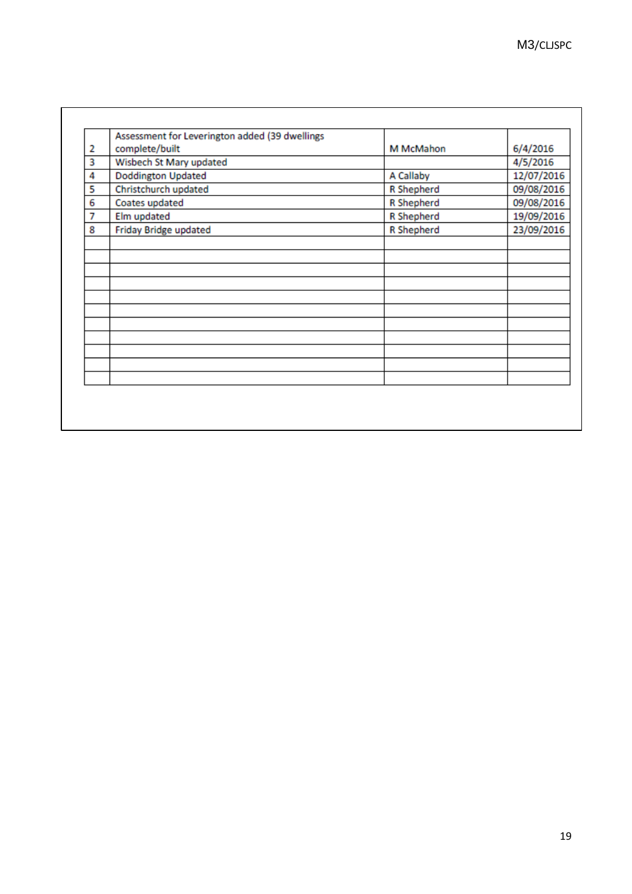| | | | |
|---|---|---|---|
| 2 | Assessment for Leverington added (39 dwellings complete/built | M McMahon | 6/4/2016 |
| 3 | Wisbech St Mary updated | | 4/5/2016 |
| 4 | Doddington Updated | A Callaby | 12/07/2016 |
| 5 | Christchurch updated | R Shepherd | 09/08/2016 |
| 6 | Coates updated | R Shepherd | 09/08/2016 |
| 7 | Elm updated | R Shepherd | 19/09/2016 |
| 8 | Friday Bridge updated | R Shepherd | 23/09/2016 |
| | | | |
| | | | |
| | | | |
| | | | |
| | | | |
| | | | |
| | | | |
| | | | |
| | | | |
| | | | |
| | | | |